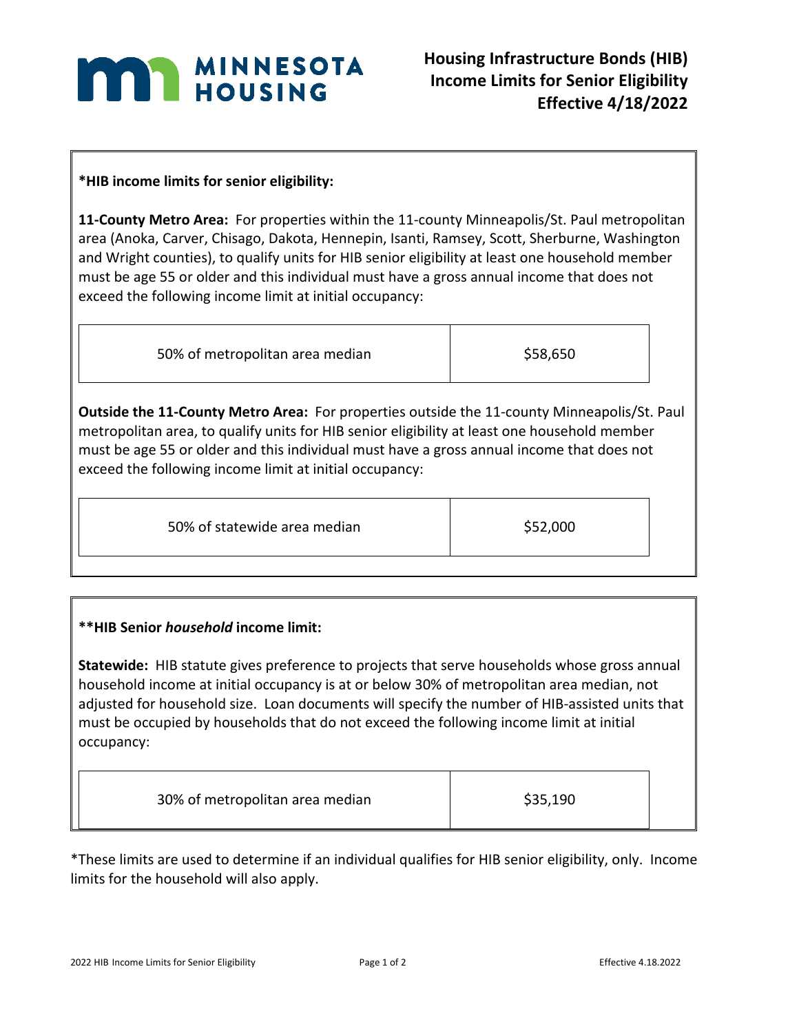# Housing Infrastructure Bonds (HIB) Income Limits for Senior Eligibility Effective 4/18/2022

**\*HIB income limits for senior eligibility:**

**11-County Metro Area:** For properties within the 11-county Minneapolis/St. Paul metropolitan area (Anoka, Carver, Chisago, Dakota, Hennepin, Isanti, Ramsey, Scott, Sherburne, Washington and Wright counties), to qualify units for HIB senior eligibility at least one household member must be age 55 or older and this individual must have a gross annual income that does not exceed the following income limit at initial occupancy:

| | |
|---|---|
| 50% of metropolitan area median | $58,650 |

**Outside the 11-County Metro Area:** For properties outside the 11-county Minneapolis/St. Paul metropolitan area, to qualify units for HIB senior eligibility at least one household member must be age 55 or older and this individual must have a gross annual income that does not exceed the following income limit at initial occupancy:

| | |
|---|---|
| 50% of statewide area median | $52,000 |

**\*\*HIB Senior *household* income limit:**

**Statewide:** HIB statute gives preference to projects that serve households whose gross annual household income at initial occupancy is at or below 30% of metropolitan area median, not adjusted for household size. Loan documents will specify the number of HIB-assisted units that must be occupied by households that do not exceed the following income limit at initial occupancy:

| | |
|---|---|
| 30% of metropolitan area median | $35,190 |

\*These limits are used to determine if an individual qualifies for HIB senior eligibility, only. Income limits for the household will also apply.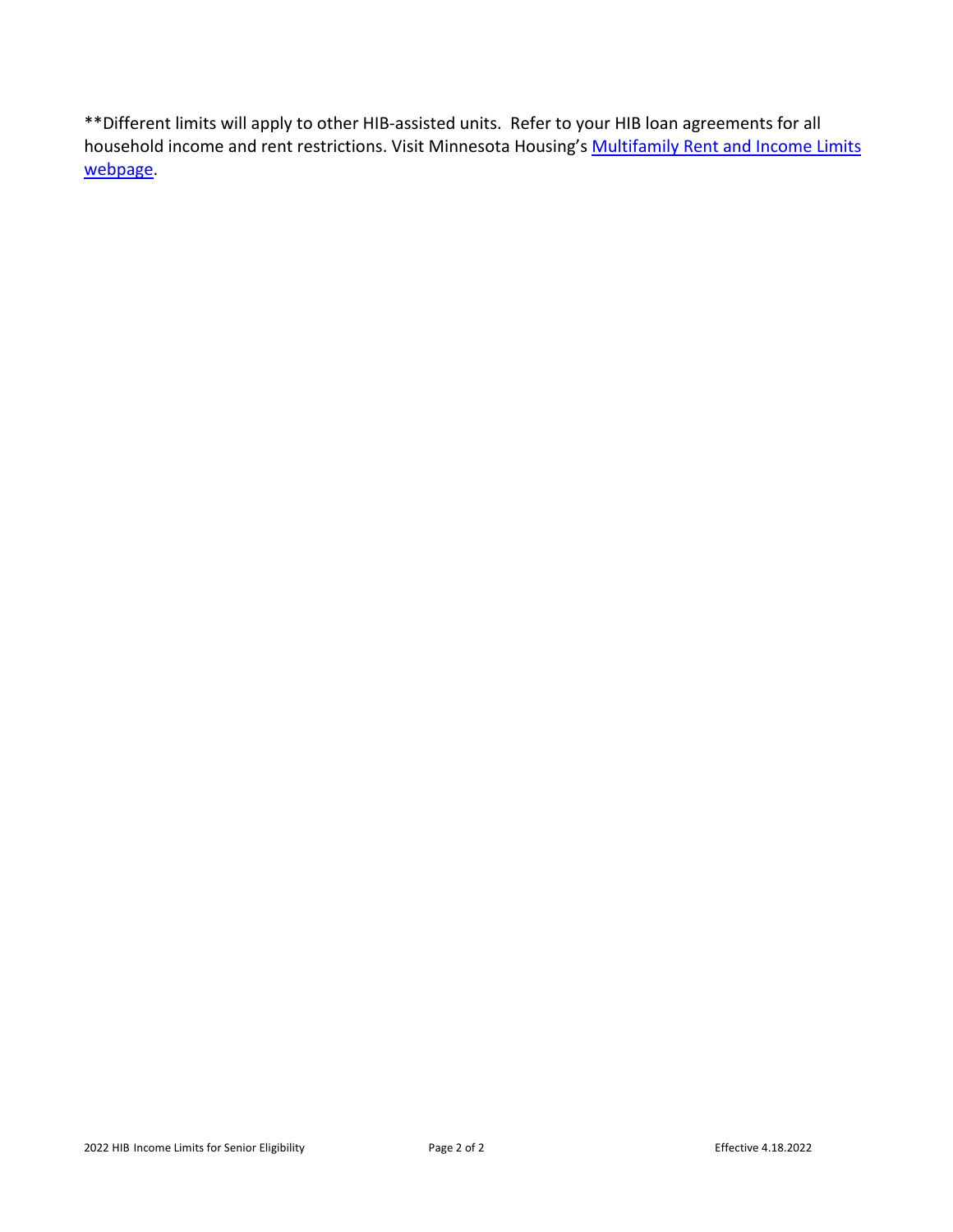**Different limits will apply to other HIB-assisted units. Refer to your HIB loan agreements for all household income and rent restrictions. Visit Minnesota Housing's Multifamily Rent and Income Limits webpage.